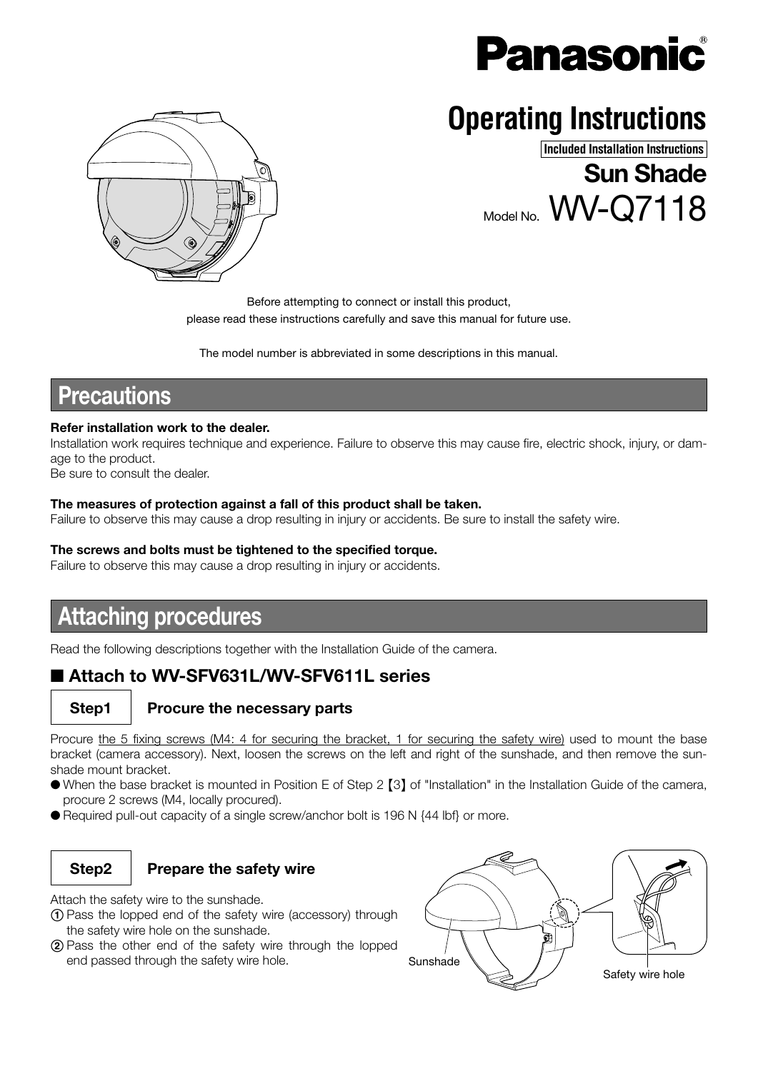Panasonic®

# Operating Instructions

**Included Installation Instructions**

**Sun Shade**

Model No. WV-Q7118

Before attempting to connect or install this product,
please read these instructions carefully and save this manual for future use.

The model number is abbreviated in some descriptions in this manual.

## Precautions

**Refer installation work to the dealer.**
Installation work requires technique and experience. Failure to observe this may cause fire, electric shock, injury, or damage to the product.
Be sure to consult the dealer.

**The measures of protection against a fall of this product shall be taken.**
Failure to observe this may cause a drop resulting in injury or accidents. Be sure to install the safety wire.

**The screws and bolts must be tightened to the specified torque.**
Failure to observe this may cause a drop resulting in injury or accidents.

## Attaching procedures

Read the following descriptions together with the Installation Guide of the camera.

### ■ Attach to WV-SFV631L/WV-SFV611L series

**Step1** **Procure the necessary parts**

Procure the 5 fixing screws (M4: 4 for securing the bracket, 1 for securing the safety wire) used to mount the base bracket (camera accessory). Next, loosen the screws on the left and right of the sunshade, and then remove the sunshade mount bracket.

- When the base bracket is mounted in Position E of Step 2 【3】 of "Installation" in the Installation Guide of the camera, procure 2 screws (M4, locally procured).
- Required pull-out capacity of a single screw/anchor bolt is 196 N {44 lbf} or more.

**Step2** **Prepare the safety wire**

Attach the safety wire to the sunshade.

① Pass the lopped end of the safety wire (accessory) through the safety wire hole on the sunshade.

② Pass the other end of the safety wire through the lopped end passed through the safety wire hole.

Sunshade

Safety wire hole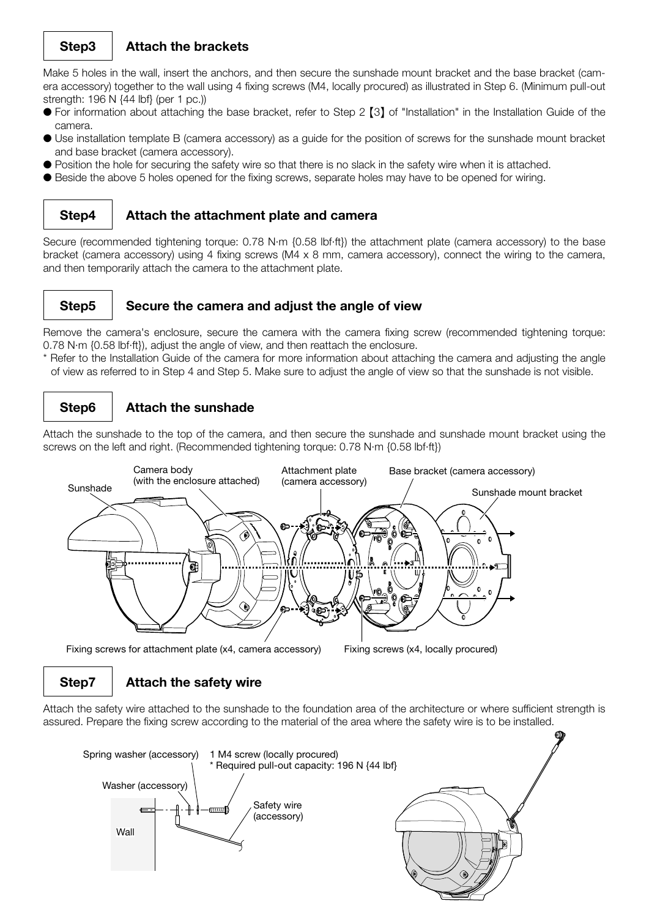## Step3 Attach the brackets

Make 5 holes in the wall, insert the anchors, and then secure the sunshade mount bracket and the base bracket (camera accessory) together to the wall using 4 fixing screws (M4, locally procured) as illustrated in Step 6. (Minimum pull-out strength: 196 N {44 lbf} (per 1 pc.))

- For information about attaching the base bracket, refer to Step 2【3】of "Installation" in the Installation Guide of the camera.
- Use installation template B (camera accessory) as a guide for the position of screws for the sunshade mount bracket and base bracket (camera accessory).
- Position the hole for securing the safety wire so that there is no slack in the safety wire when it is attached.
- Beside the above 5 holes opened for the fixing screws, separate holes may have to be opened for wiring.

## Step4 Attach the attachment plate and camera

Secure (recommended tightening torque: 0.78 N·m {0.58 lbf·ft}) the attachment plate (camera accessory) to the base bracket (camera accessory) using 4 fixing screws (M4 x 8 mm, camera accessory), connect the wiring to the camera, and then temporarily attach the camera to the attachment plate.

## Step5 Secure the camera and adjust the angle of view

Remove the camera's enclosure, secure the camera with the camera fixing screw (recommended tightening torque: 0.78 N·m {0.58 lbf·ft}), adjust the angle of view, and then reattach the enclosure.

\* Refer to the Installation Guide of the camera for more information about attaching the camera and adjusting the angle of view as referred to in Step 4 and Step 5. Make sure to adjust the angle of view so that the sunshade is not visible.

## Step6 Attach the sunshade

Attach the sunshade to the top of the camera, and then secure the sunshade and sunshade mount bracket using the screws on the left and right. (Recommended tightening torque: 0.78 N·m {0.58 lbf·ft})

Sunshade | Camera body (with the enclosure attached) | Attachment plate (camera accessory) | Base bracket (camera accessory) | Sunshade mount bracket

Fixing screws for attachment plate (x4, camera accessory) | Fixing screws (x4, locally procured)

## Step7 Attach the safety wire

Attach the safety wire attached to the sunshade to the foundation area of the architecture or where sufficient strength is assured. Prepare the fixing screw according to the material of the area where the safety wire is to be installed.

Spring washer (accessory) | 1 M4 screw (locally procured) | \* Required pull-out capacity: 196 N {44 lbf} | Washer (accessory) | Safety wire (accessory) | Wall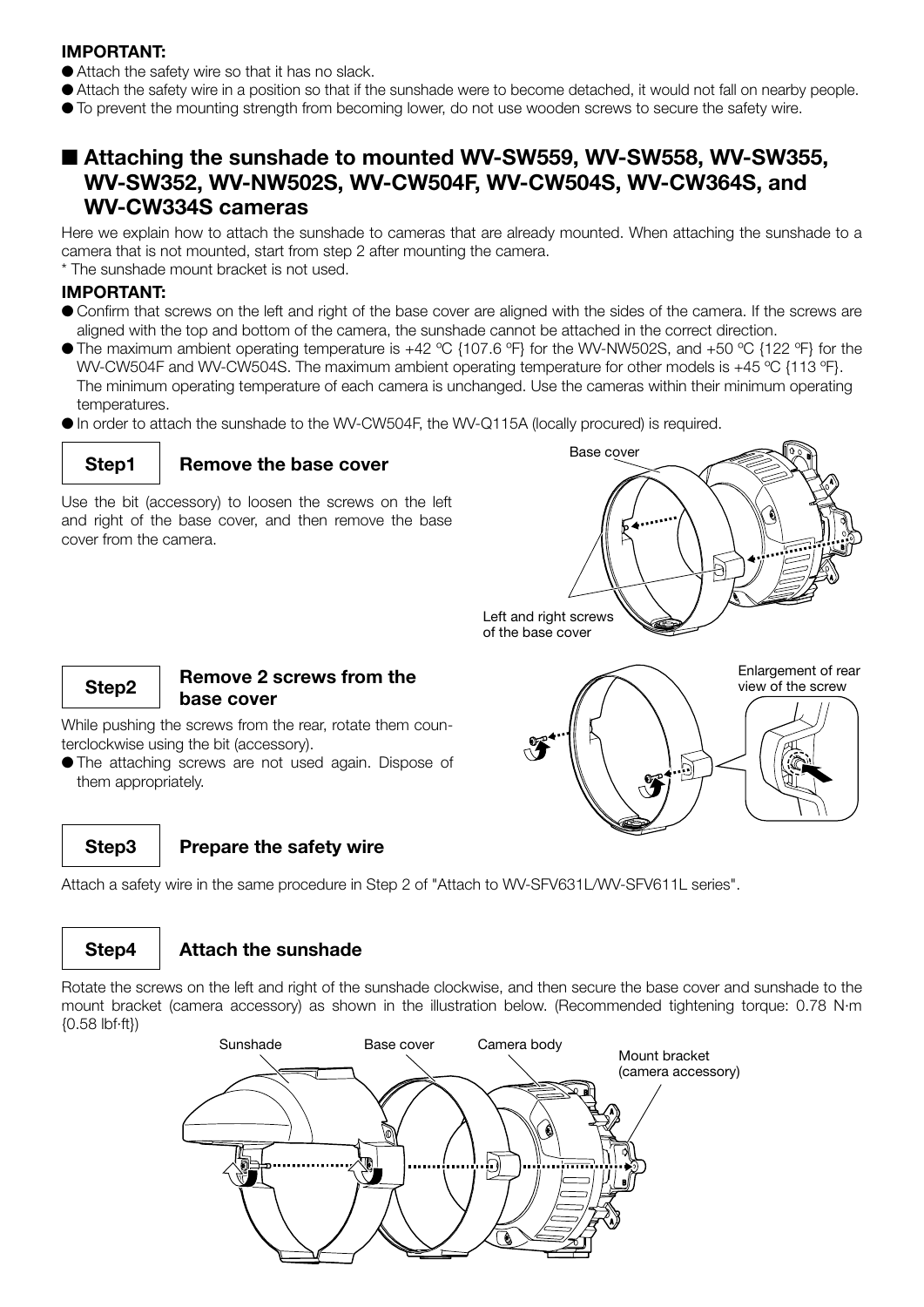**IMPORTANT:**

- Attach the safety wire so that it has no slack.
- Attach the safety wire in a position so that if the sunshade were to become detached, it would not fall on nearby people.
- To prevent the mounting strength from becoming lower, do not use wooden screws to secure the safety wire.

## ■ Attaching the sunshade to mounted WV-SW559, WV-SW558, WV-SW355, WV-SW352, WV-NW502S, WV-CW504F, WV-CW504S, WV-CW364S, and WV-CW334S cameras

Here we explain how to attach the sunshade to cameras that are already mounted. When attaching the sunshade to a camera that is not mounted, start from step 2 after mounting the camera.

* The sunshade mount bracket is not used.

**IMPORTANT:**

- Confirm that screws on the left and right of the base cover are aligned with the sides of the camera. If the screws are aligned with the top and bottom of the camera, the sunshade cannot be attached in the correct direction.
- The maximum ambient operating temperature is +42 °C {107.6 °F} for the WV-NW502S, and +50 °C {122 °F} for the WV-CW504F and WV-CW504S. The maximum ambient operating temperature for other models is +45 °C {113 °F}. The minimum operating temperature of each camera is unchanged. Use the cameras within their minimum operating temperatures.
- In order to attach the sunshade to the WV-CW504F, the WV-Q115A (locally procured) is required.

### Step1 Remove the base cover

Use the bit (accessory) to loosen the screws on the left and right of the base cover, and then remove the base cover from the camera.

Base cover

Left and right screws of the base cover

### Step2 Remove 2 screws from the base cover

While pushing the screws from the rear, rotate them counterclockwise using the bit (accessory).

- The attaching screws are not used again. Dispose of them appropriately.

Enlargement of rear view of the screw

### Step3 Prepare the safety wire

Attach a safety wire in the same procedure in Step 2 of "Attach to WV-SFV631L/WV-SFV611L series".

### Step4 Attach the sunshade

Rotate the screws on the left and right of the sunshade clockwise, and then secure the base cover and sunshade to the mount bracket (camera accessory) as shown in the illustration below. (Recommended tightening torque: 0.78 N·m {0.58 lbf·ft})

Sunshade | Base cover | Camera body | Mount bracket (camera accessory)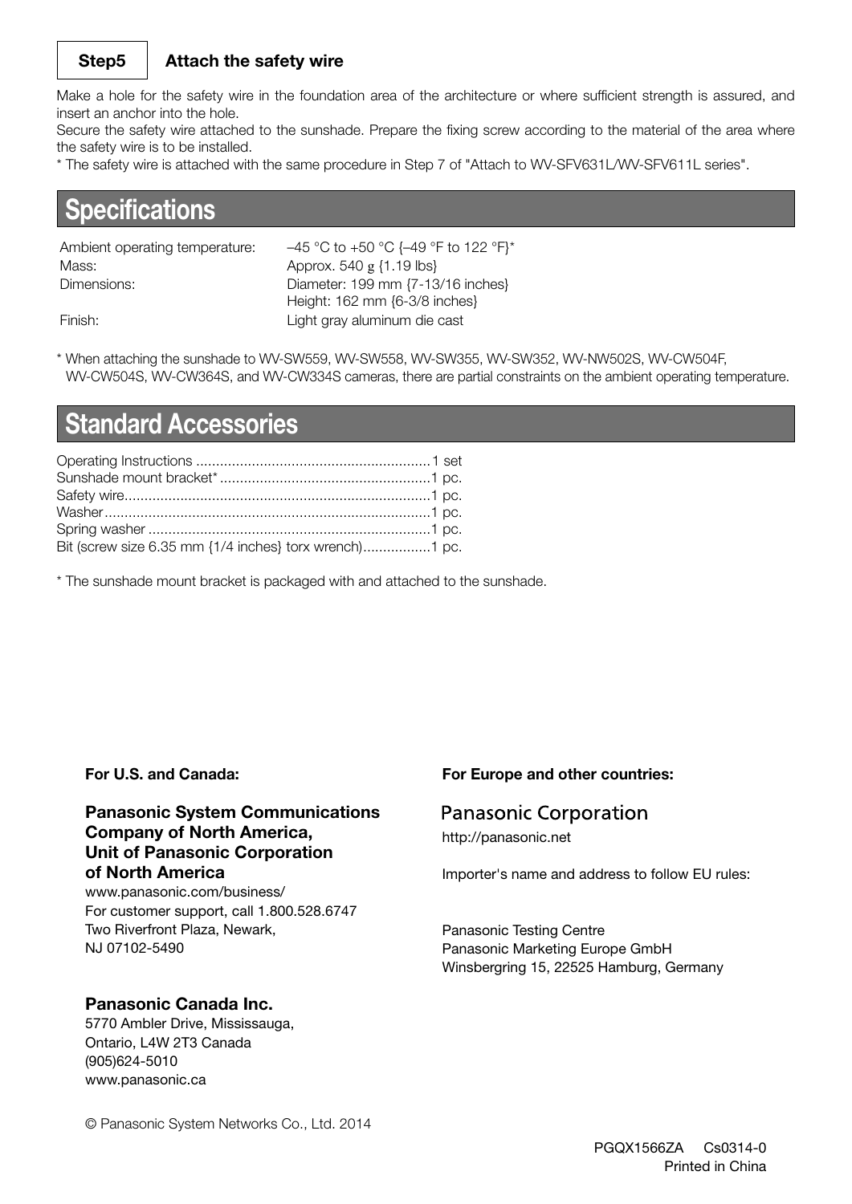**Step5** **Attach the safety wire**

Make a hole for the safety wire in the foundation area of the architecture or where sufficient strength is assured, and insert an anchor into the hole.
Secure the safety wire attached to the sunshade. Prepare the fixing screw according to the material of the area where the safety wire is to be installed.
* The safety wire is attached with the same procedure in Step 7 of "Attach to WV-SFV631L/WV-SFV611L series".

## Specifications

| | |
|---|---|
| Ambient operating temperature: | –45 °C to +50 °C {–49 °F to 122 °F}* |
| Mass: | Approx. 540 g {1.19 lbs} |
| Dimensions: | Diameter: 199 mm {7-13/16 inches}<br>Height: 162 mm {6-3/8 inches} |
| Finish: | Light gray aluminum die cast |

* When attaching the sunshade to WV-SW559, WV-SW558, WV-SW355, WV-SW352, WV-NW502S, WV-CW504F, WV-CW504S, WV-CW364S, and WV-CW334S cameras, there are partial constraints on the ambient operating temperature.

## Standard Accessories

Operating Instructions .......................................................... 1 set
Sunshade mount bracket* .................................................... 1 pc.
Safety wire............................................................................ 1 pc.
Washer................................................................................. 1 pc.
Spring washer ...................................................................... 1 pc.
Bit (screw size 6.35 mm {1/4 inches} torx wrench)................. 1 pc.

* The sunshade mount bracket is packaged with and attached to the sunshade.

**For U.S. and Canada:**

**Panasonic System Communications Company of North America, Unit of Panasonic Corporation of North America**
www.panasonic.com/business/
For customer support, call 1.800.528.6747
Two Riverfront Plaza, Newark,
NJ 07102-5490

**Panasonic Canada Inc.**
5770 Ambler Drive, Mississauga,
Ontario, L4W 2T3 Canada
(905)624-5010
www.panasonic.ca

**For Europe and other countries:**

Panasonic Corporation
http://panasonic.net

Importer's name and address to follow EU rules:

Panasonic Testing Centre
Panasonic Marketing Europe GmbH
Winsbergring 15, 22525 Hamburg, Germany

© Panasonic System Networks Co., Ltd. 2014

PGQX1566ZA Cs0314-0
Printed in China